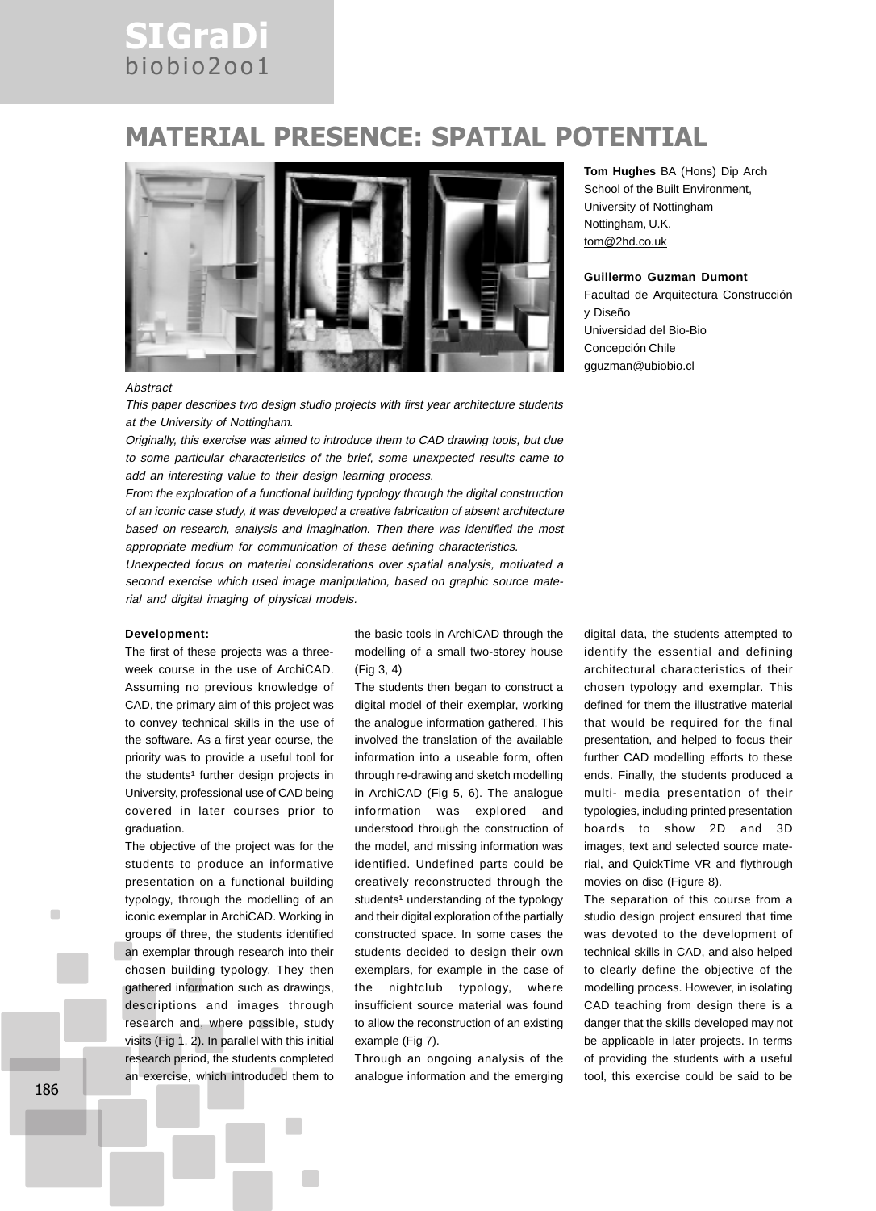# MATERIAL PRESENCE: SPATIAL POTENTIAL

**Tom Hughes** BA (Hons) Dip Arch
School of the Built Environment,
University of Nottingham
Nottingham, U.K.
tom@2hd.co.uk

**Guillermo Guzman Dumont**
Facultad de Arquitectura Construcción y Diseño
Universidad del Bio-Bio
Concepción Chile
gguzman@ubiobio.cl

*Abstract*

*This paper describes two design studio projects with first year architecture students at the University of Nottingham.*

*Originally, this exercise was aimed to introduce them to CAD drawing tools, but due to some particular characteristics of the brief, some unexpected results came to add an interesting value to their design learning process.*

*From the exploration of a functional building typology through the digital construction of an iconic case study, it was developed a creative fabrication of absent architecture based on research, analysis and imagination. Then there was identified the most appropriate medium for communication of these defining characteristics.*

*Unexpected focus on material considerations over spatial analysis, motivated a second exercise which used image manipulation, based on graphic source material and digital imaging of physical models.*

**Development:**

The first of these projects was a three-week course in the use of ArchiCAD. Assuming no previous knowledge of CAD, the primary aim of this project was to convey technical skills in the use of the software. As a first year course, the priority was to provide a useful tool for the students[1] further design projects in University, professional use of CAD being covered in later courses prior to graduation.

The objective of the project was for the students to produce an informative presentation on a functional building typology, through the modelling of an iconic exemplar in ArchiCAD. Working in groups of three, the students identified an exemplar through research into their chosen building typology. They then gathered information such as drawings, descriptions and images through research and, where possible, study visits (Fig 1, 2). In parallel with this initial research period, the students completed an exercise, which introduced them to the basic tools in ArchiCAD through the modelling of a small two-storey house (Fig 3, 4)

The students then began to construct a digital model of their exemplar, working the analogue information gathered. This involved the translation of the available information into a useable form, often through re-drawing and sketch modelling in ArchiCAD (Fig 5, 6). The analogue information was explored and understood through the construction of the model, and missing information was identified. Undefined parts could be creatively reconstructed through the students[1] understanding of the typology and their digital exploration of the partially constructed space. In some cases the students decided to design their own exemplars, for example in the case of the nightclub typology, where insufficient source material was found to allow the reconstruction of an existing example (Fig 7).

Through an ongoing analysis of the analogue information and the emerging digital data, the students attempted to identify the essential and defining architectural characteristics of their chosen typology and exemplar. This defined for them the illustrative material that would be required for the final presentation, and helped to focus their further CAD modelling efforts to these ends. Finally, the students produced a multi- media presentation of their typologies, including printed presentation boards to show 2D and 3D images, text and selected source material, and QuickTime VR and flythrough movies on disc (Figure 8).

The separation of this course from a studio design project ensured that time was devoted to the development of technical skills in CAD, and also helped to clearly define the objective of the modelling process. However, in isolating CAD teaching from design there is a danger that the skills developed may not be applicable in later projects. In terms of providing the students with a useful tool, this exercise could be said to be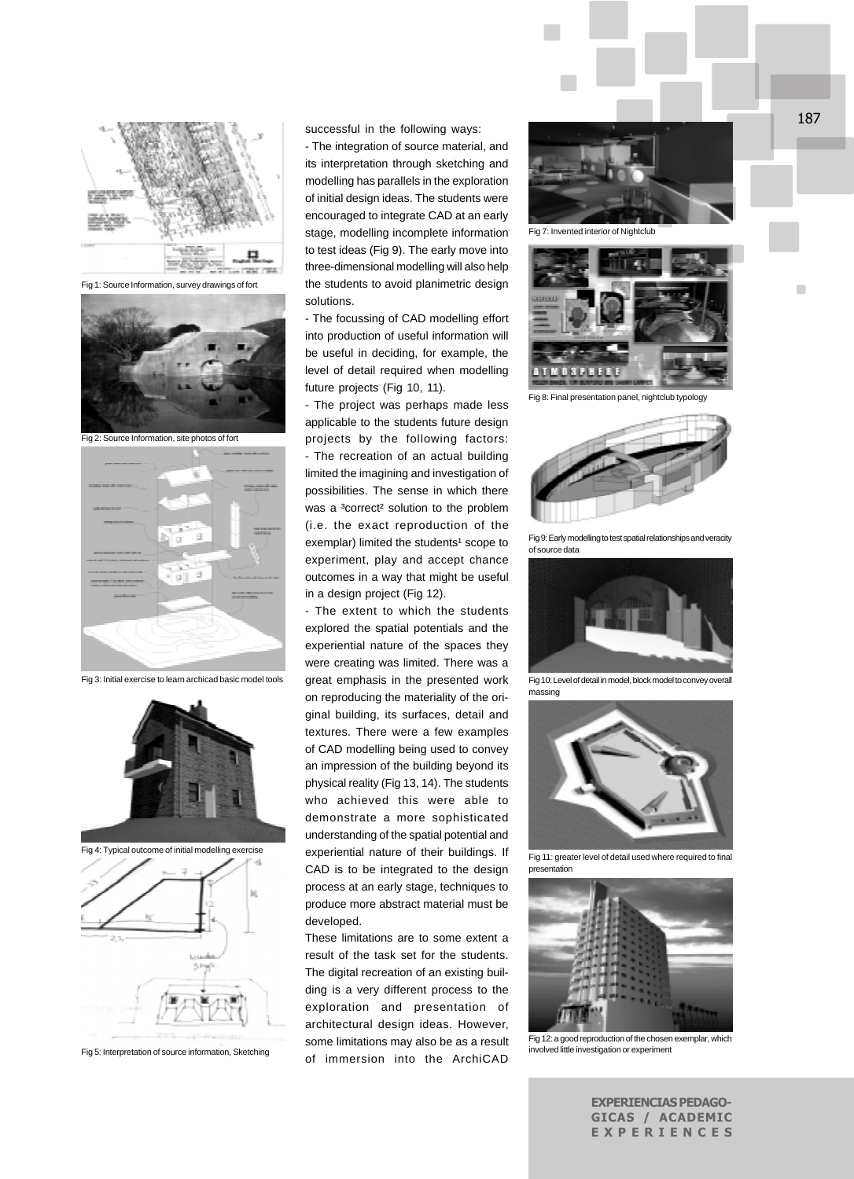successful in the following ways:

- The integration of source material, and its interpretation through sketching and modelling has parallels in the exploration of initial design ideas. The students were encouraged to integrate CAD at an early stage, modelling incomplete information to test ideas (Fig 9). The early move into three-dimensional modelling will also help the students to avoid planimetric design solutions.

- The focussing of CAD modelling effort into production of useful information will be useful in deciding, for example, the level of detail required when modelling future projects (Fig 10, 11).

- The project was perhaps made less applicable to the students future design projects by the following factors:

- The recreation of an actual building limited the imagining and investigation of possibilities. The sense in which there was a ³correct² solution to the problem (i.e. the exact reproduction of the exemplar) limited the students¹ scope to experiment, play and accept chance outcomes in a way that might be useful in a design project (Fig 12).

- The extent to which the students explored the spatial potentials and the experiential nature of the spaces they were creating was limited. There was a great emphasis in the presented work on reproducing the materiality of the original building, its surfaces, detail and textures. There were a few examples of CAD modelling being used to convey an impression of the building beyond its physical reality (Fig 13, 14). The students who achieved this were able to demonstrate a more sophisticated understanding of the spatial potential and experiential nature of their buildings. If CAD is to be integrated to the design process at an early stage, techniques to produce more abstract material must be developed.

These limitations are to some extent a result of the task set for the students. The digital recreation of an existing building is a very different process to the exploration and presentation of architectural design ideas. However, some limitations may also be as a result of immersion into the ArchiCAD

Fig 1: Source Information, survey drawings of fort

Fig 2: Source Information, site photos of fort

Fig 3: Initial exercise to learn archicad basic model tools

Fig 4: Typical outcome of initial modelling exercise

Fig 5: Interpretation of source information, Sketching

Fig 7: Invented interior of Nightclub

Fig 8: Final presentation panel, nightclub typology

Fig 9: Early modelling to test spatial relationships and veracity of source data

Fig 10: Level of detail in model, block model to convey overall massing

Fig 11: greater level of detail used where required to final presentation

Fig 12: a good reproduction of the chosen exemplar, which involved little investigation or experiment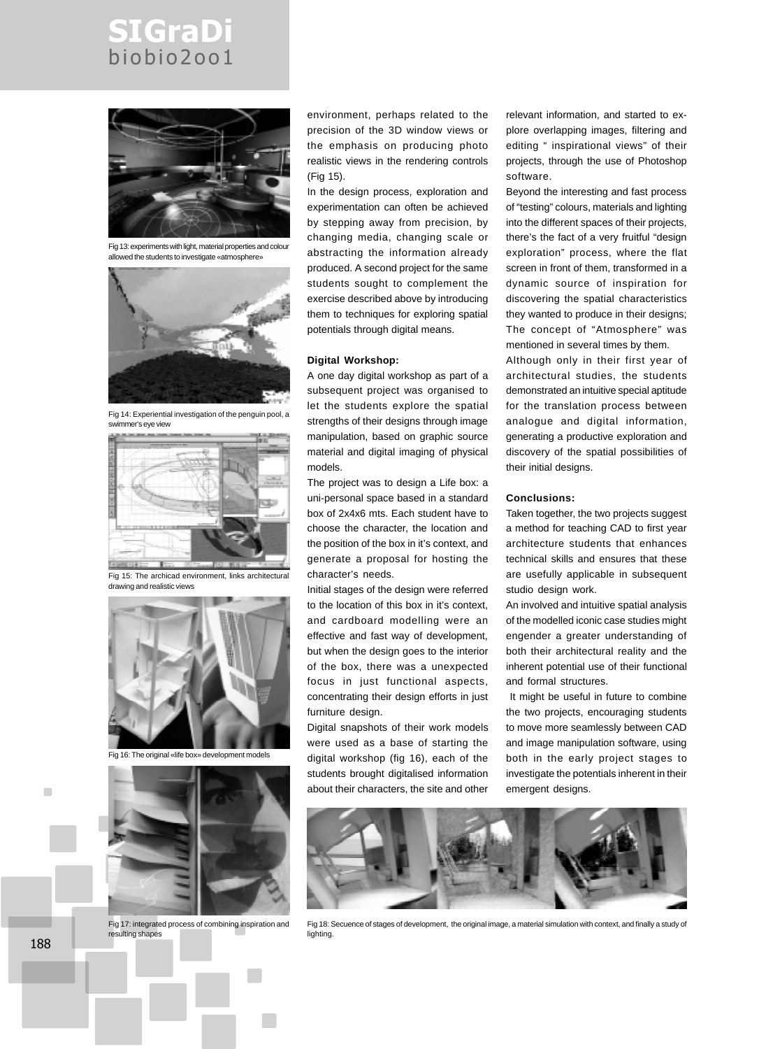Fig 13: experiments with light, material properties and colour allowed the students to investigate «atmosphere»

Fig 14: Experiential investigation of the penguin pool, a swimmer's eye view

Fig 15: The archicad environment, links architectural drawing and realistic views

Fig 16: The original «life box» development models

Fig 17: integrated process of combining inspiration and resulting shapes

environment, perhaps related to the precision of the 3D window views or the emphasis on producing photo realistic views in the rendering controls (Fig 15).

In the design process, exploration and experimentation can often be achieved by stepping away from precision, by changing media, changing scale or abstracting the information already produced. A second project for the same students sought to complement the exercise described above by introducing them to techniques for exploring spatial potentials through digital means.

**Digital Workshop:**

A one day digital workshop as part of a subsequent project was organised to let the students explore the spatial strengths of their designs through image manipulation, based on graphic source material and digital imaging of physical models.

The project was to design a Life box: a uni-personal space based in a standard box of 2x4x6 mts. Each student have to choose the character, the location and the position of the box in it's context, and generate a proposal for hosting the character's needs.

Initial stages of the design were referred to the location of this box in it's context, and cardboard modelling were an effective and fast way of development, but when the design goes to the interior of the box, there was a unexpected focus in just functional aspects, concentrating their design efforts in just furniture design.

Digital snapshots of their work models were used as a base of starting the digital workshop (fig 16), each of the students brought digitalised information about their characters, the site and other relevant information, and started to explore overlapping images, filtering and editing " inspirational views" of their projects, through the use of Photoshop software.

Beyond the interesting and fast process of "testing" colours, materials and lighting into the different spaces of their projects, there's the fact of a very fruitful "design exploration" process, where the flat screen in front of them, transformed in a dynamic source of inspiration for discovering the spatial characteristics they wanted to produce in their designs; The concept of "Atmosphere" was mentioned in several times by them.

Although only in their first year of architectural studies, the students demonstrated an intuitive special aptitude for the translation process between analogue and digital information, generating a productive exploration and discovery of the spatial possibilities of their initial designs.

**Conclusions:**

Taken together, the two projects suggest a method for teaching CAD to first year architecture students that enhances technical skills and ensures that these are usefully applicable in subsequent studio design work.

An involved and intuitive spatial analysis of the modelled iconic case studies might engender a greater understanding of both their architectural reality and the inherent potential use of their functional and formal structures.

It might be useful in future to combine the two projects, encouraging students to move more seamlessly between CAD and image manipulation software, using both in the early project stages to investigate the potentials inherent in their emergent designs.

Fig 18: Secuence of stages of development, the original image, a material simulation with context, and finally a study of lighting.